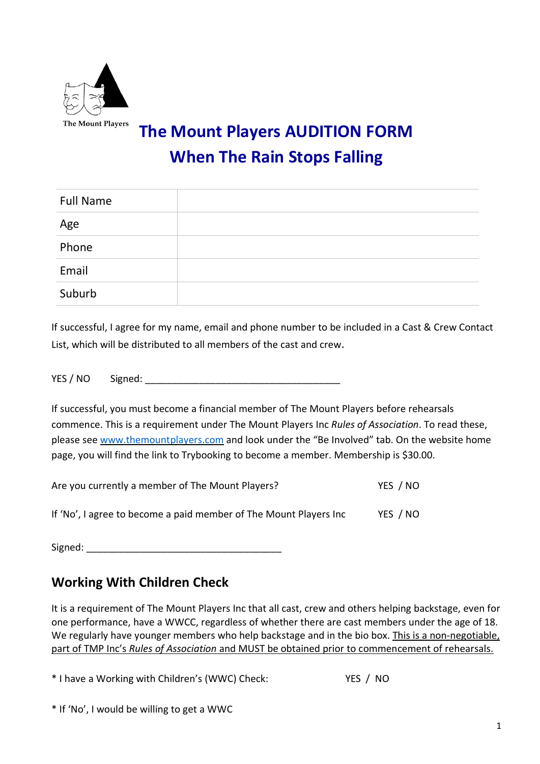The Mount Players

# The Mount Players AUDITION FORM
# When The Rain Stops Falling

| | |
|---|---|
| Full Name | |
| Age | |
| Phone | |
| Email | |
| Suburb | |

If successful, I agree for my name, email and phone number to be included in a Cast & Crew Contact List, which will be distributed to all members of the cast and crew.

YES / NO      Signed: ____________________________________

If successful, you must become a financial member of The Mount Players before rehearsals commence. This is a requirement under The Mount Players Inc *Rules of Association*. To read these, please see www.themountplayers.com and look under the "Be Involved" tab. On the website home page, you will find the link to Trybooking to become a member. Membership is $30.00.

Are you currently a member of The Mount Players?      YES / NO

If 'No', I agree to become a paid member of The Mount Players Inc      YES / NO

Signed: ____________________________________

## Working With Children Check

It is a requirement of The Mount Players Inc that all cast, crew and others helping backstage, even for one performance, have a WWCC, regardless of whether there are cast members under the age of 18. We regularly have younger members who help backstage and in the bio box. This is a non-negotiable, part of TMP Inc's *Rules of Association* and MUST be obtained prior to commencement of rehearsals.

* I have a Working with Children's (WWC) Check:      YES / NO

* If 'No', I would be willing to get a WWC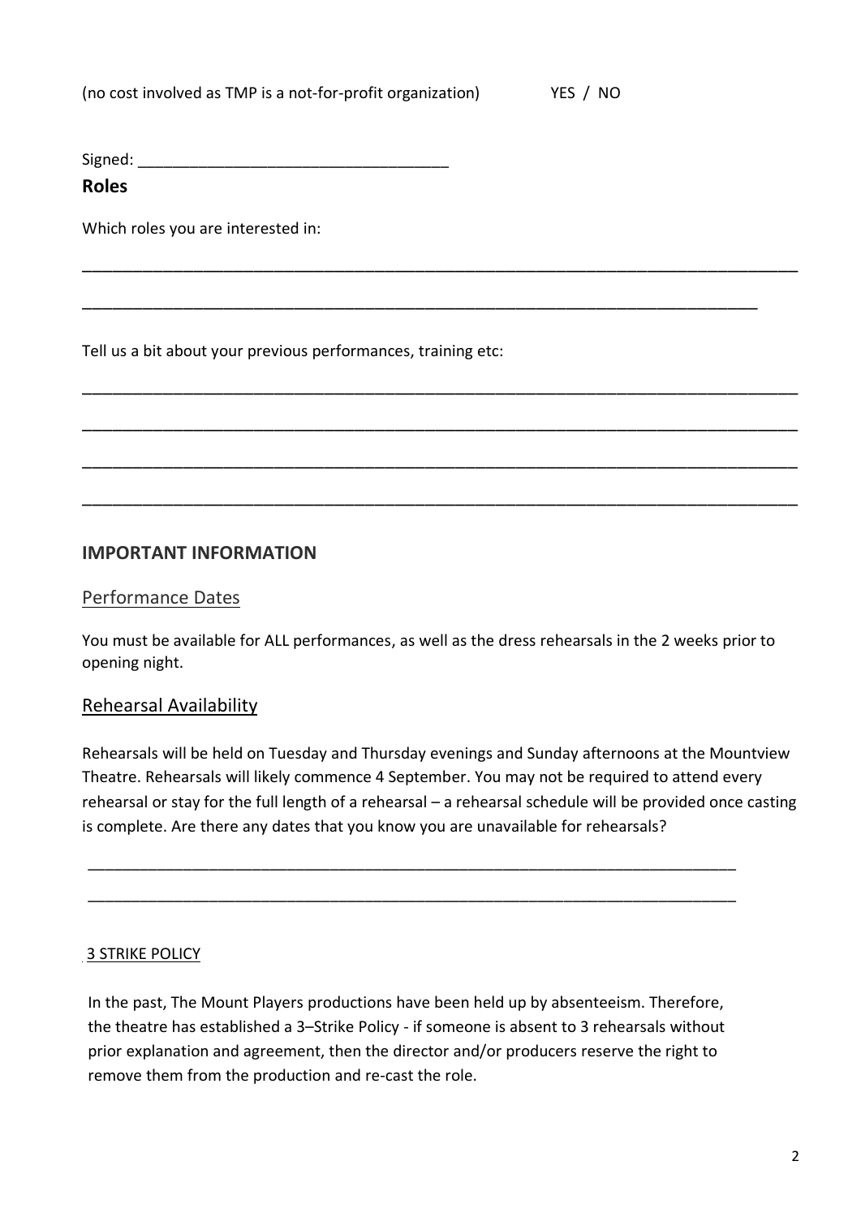(no cost involved as TMP is a not-for-profit organization) YES / NO

Signed: ___________________________________

## Roles

Which roles you are interested in:

_______________________________________________________________________________

_____________________________________________________________________________

Tell us a bit about your previous performances, training etc:

_______________________________________________________________________________

_______________________________________________________________________________

_______________________________________________________________________________

_______________________________________________________________________________

## IMPORTANT INFORMATION

### Performance Dates

You must be available for ALL performances, as well as the dress rehearsals in the 2 weeks prior to opening night.

### Rehearsal Availability

Rehearsals will be held on Tuesday and Thursday evenings and Sunday afternoons at the Mountview Theatre. Rehearsals will likely commence 4 September. You may not be required to attend every rehearsal or stay for the full length of a rehearsal – a rehearsal schedule will be provided once casting is complete. Are there any dates that you know you are unavailable for rehearsals?

____________________________________________________________________________

____________________________________________________________________________

#### 3 STRIKE POLICY

In the past, The Mount Players productions have been held up by absenteeism. Therefore, the theatre has established a 3–Strike Policy - if someone is absent to 3 rehearsals without prior explanation and agreement, then the director and/or producers reserve the right to remove them from the production and re-cast the role.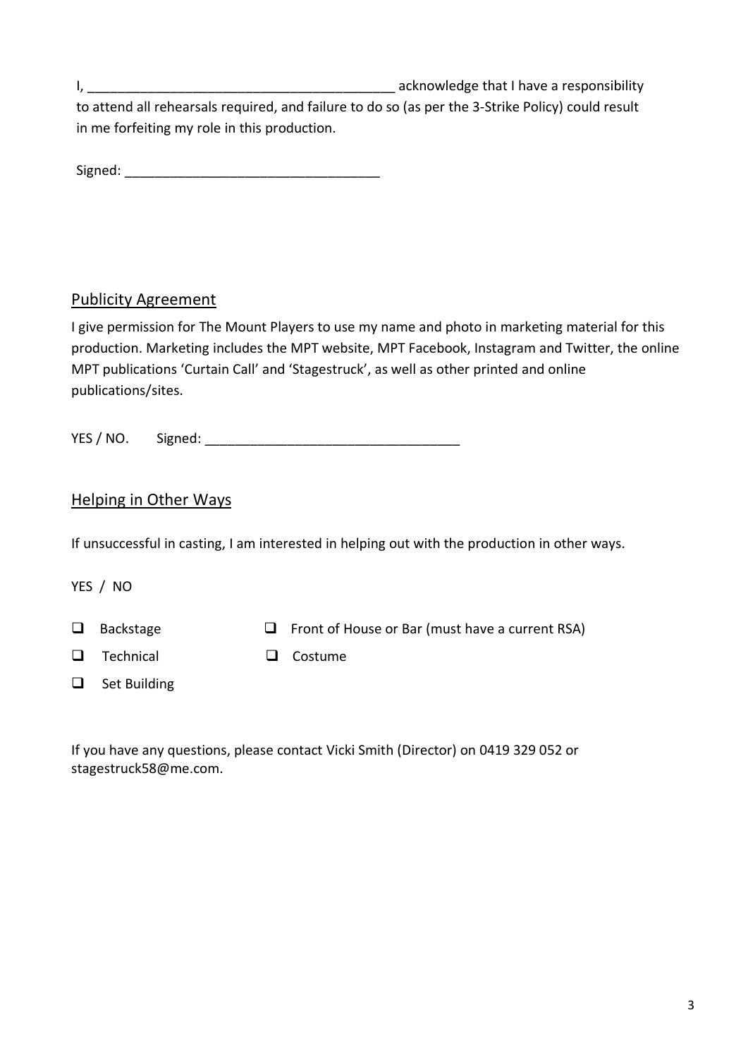I, __________________________________________ acknowledge that I have a responsibility to attend all rehearsals required, and failure to do so (as per the 3-Strike Policy) could result in me forfeiting my role in this production.

Signed: ___________________________________

## Publicity Agreement

I give permission for The Mount Players to use my name and photo in marketing material for this production. Marketing includes the MPT website, MPT Facebook, Instagram and Twitter, the online MPT publications 'Curtain Call' and 'Stagestruck', as well as other printed and online publications/sites.

YES / NO.   Signed: ___________________________________

## Helping in Other Ways

If unsuccessful in casting, I am interested in helping out with the production in other ways.

YES / NO

- ☐ Backstage
- ☐ Front of House or Bar (must have a current RSA)
- ☐ Technical
- ☐ Costume
- ☐ Set Building

If you have any questions, please contact Vicki Smith (Director) on 0419 329 052 or stagestruck58@me.com.